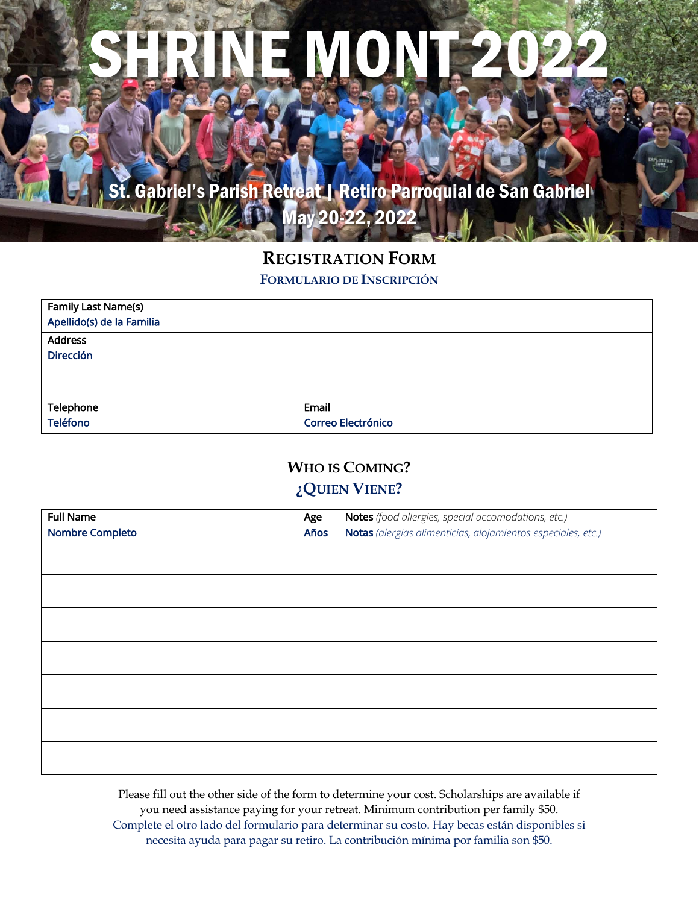# SHRINE MONT 2022

St. Gabriel's Parish Retreat | Retiro Parroquial de San Gabriel

May 20-22, 2022

## REGISTRATION FORM

### FORMULARIO DE INSCRIPCIÓN

| Family Last Name(s) Apellido(s) de la Familia | |
|---|---|
| Address Dirección | |
| Telephone Teléfono | Email Correo Electrónico |

## WHO IS COMING?

### ¿QUIEN VIENE?

| Full Name Nombre Completo | Age Años | Notes *(food allergies, special accomodations, etc.)* Notas *(alergias alimenticias, alojamientos especiales, etc.)* |
|---|---|---|
| | | |
| | | |
| | | |
| | | |
| | | |
| | | |
| | | |

Please fill out the other side of the form to determine your cost. Scholarships are available if you need assistance paying for your retreat. Minimum contribution per family $50.

Complete el otro lado del formulario para determinar su costo. Hay becas están disponibles si necesita ayuda para pagar su retiro. La contribución mínima por familia son $50.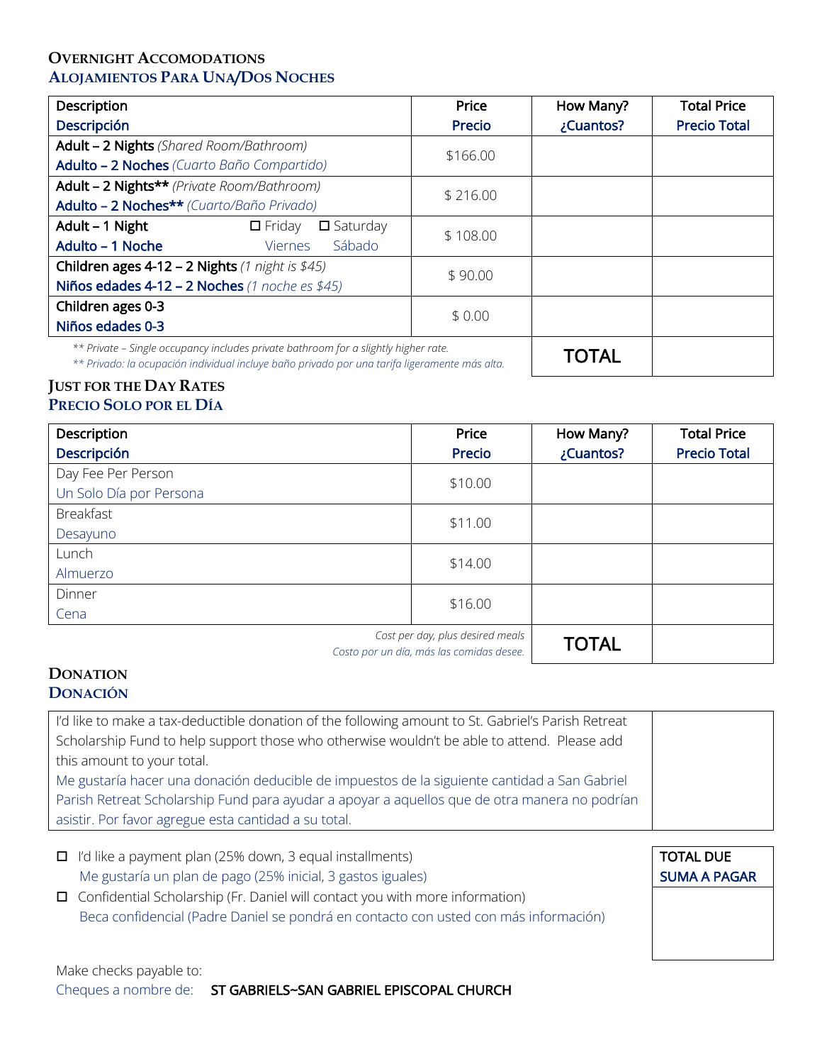## Overnight Accomodations
## Alojamientos Para Una/Dos Noches

| Description<br>Descripción | Price<br>Precio | How Many?<br>¿Cuantos? | Total Price<br>Precio Total |
|---|---|---|---|
| **Adult – 2 Nights** *(Shared Room/Bathroom)*<br>**Adulto – 2 Noches** *(Cuarto Baño Compartido)* | $166.00 | | |
| **Adult – 2 Nights**** *(Private Room/Bathroom)*<br>**Adulto – 2 Noches**** *(Cuarto/Baño Privado)* | $ 216.00 | | |
| **Adult – 1 Night** ☐ Friday ☐ Saturday<br>**Adulto – 1 Noche** Viernes Sábado | $ 108.00 | | |
| **Children ages 4-12 – 2 Nights** *(1 night is $45)*<br>**Niños edades 4-12 – 2 Noches** *(1 noche es $45)* | $ 90.00 | | |
| **Children ages 0-3**<br>**Niños edades 0-3** | $ 0.00 | | |
| *** Private – Single occupancy includes private bathroom for a slightly higher rate.*<br>*** Privado: la ocupación individual incluye baño privado por una tarifa ligeramente más alta.* | | TOTAL | |

## Just for the Day Rates
## Precio Solo por el Día

| Description<br>Descripción | Price<br>Precio | How Many?<br>¿Cuantos? | Total Price<br>Precio Total |
|---|---|---|---|
| Day Fee Per Person<br>Un Solo Día por Persona | $10.00 | | |
| Breakfast<br>Desayuno | $11.00 | | |
| Lunch<br>Almuerzo | $14.00 | | |
| Dinner<br>Cena | $16.00 | | |
| *Cost per day, plus desired meals*<br>*Costo por un día, más las comidas desee.* | | TOTAL | |

## Donation
## Donación

| | |
|---|---|
| I'd like to make a tax-deductible donation of the following amount to St. Gabriel's Parish Retreat Scholarship Fund to help support those who otherwise wouldn't be able to attend. Please add this amount to your total.<br>Me gustaría hacer una donación deducible de impuestos de la siguiente cantidad a San Gabriel Parish Retreat Scholarship Fund para ayudar a apoyar a aquellos que de otra manera no podrían asistir. Por favor agregue esta cantidad a su total. | |

- ☐ I'd like a payment plan (25% down, 3 equal installments)
  Me gustaría un plan de pago (25% inicial, 3 gastos iguales)
- ☐ Confidential Scholarship (Fr. Daniel will contact you with more information)
  Beca confidencial (Padre Daniel se pondrá en contacto con usted con más información)

| TOTAL DUE<br>SUMA A PAGAR |
|---|
| |

Make checks payable to:
Cheques a nombre de: ST GABRIELS~SAN GABRIEL EPISCOPAL CHURCH